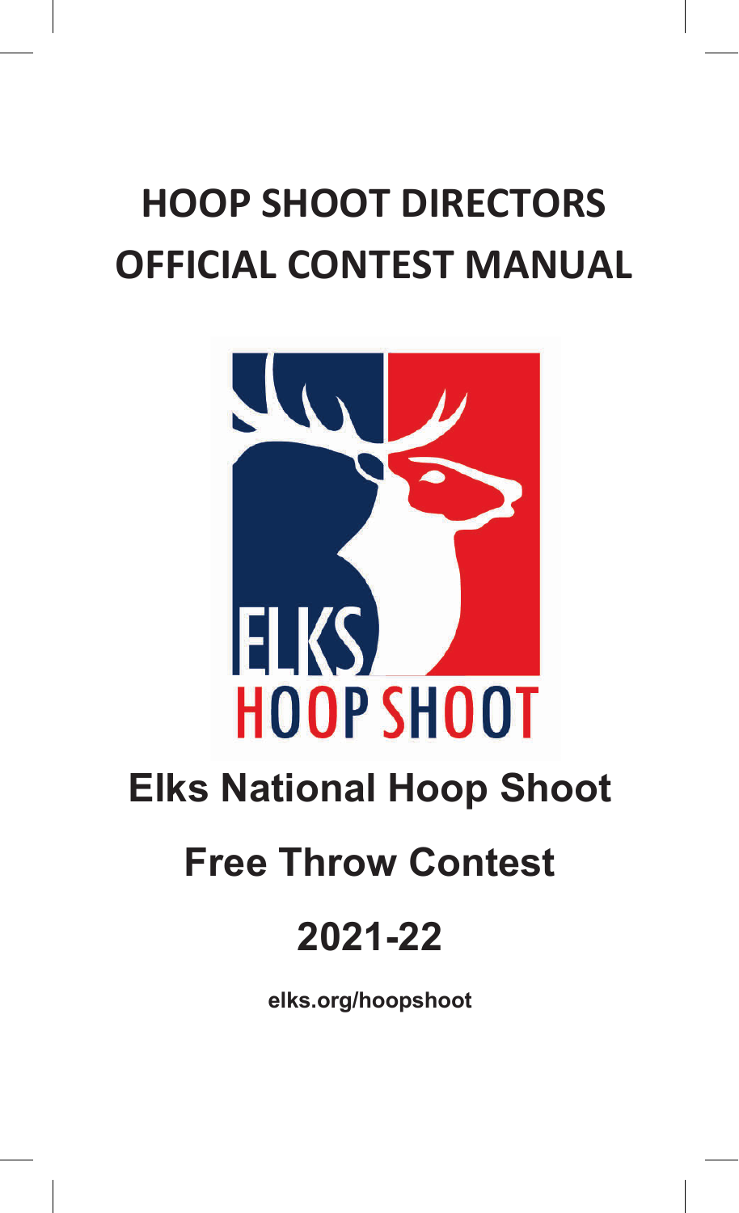# HOOP SHOOT DIRECTORS OFFICIAL CONTEST MANUAL

ELKS HOOP SHOOT

## Elks National Hoop Shoot

## Free Throw Contest

## 2021-22

**elks.org/hoopshoot**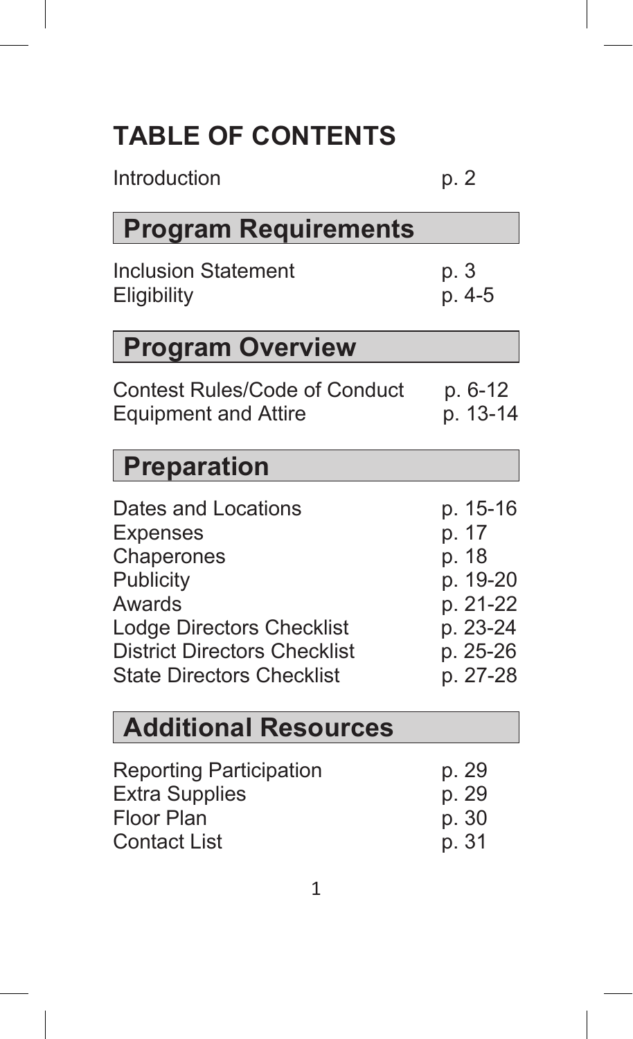# TABLE OF CONTENTS

| | |
|---|---|
| Introduction | p. 2 |

## Program Requirements

| | |
|---|---|
| Inclusion Statement | p. 3 |
| Eligibility | p. 4-5 |

## Program Overview

| | |
|---|---|
| Contest Rules/Code of Conduct | p. 6-12 |
| Equipment and Attire | p. 13-14 |

## Preparation

| | |
|---|---|
| Dates and Locations | p. 15-16 |
| Expenses | p. 17 |
| Chaperones | p. 18 |
| Publicity | p. 19-20 |
| Awards | p. 21-22 |
| Lodge Directors Checklist | p. 23-24 |
| District Directors Checklist | p. 25-26 |
| State Directors Checklist | p. 27-28 |

## Additional Resources

| | |
|---|---|
| Reporting Participation | p. 29 |
| Extra Supplies | p. 29 |
| Floor Plan | p. 30 |
| Contact List | p. 31 |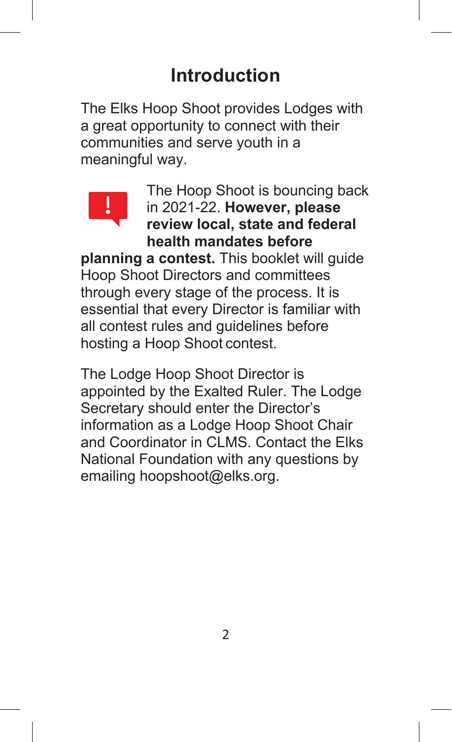# Introduction

The Elks Hoop Shoot provides Lodges with a great opportunity to connect with their communities and serve youth in a meaningful way.

The Hoop Shoot is bouncing back in 2021-22. **However, please review local, state and federal health mandates before planning a contest.** This booklet will guide Hoop Shoot Directors and committees through every stage of the process. It is essential that every Director is familiar with all contest rules and guidelines before hosting a Hoop Shoot contest.

The Lodge Hoop Shoot Director is appointed by the Exalted Ruler. The Lodge Secretary should enter the Director's information as a Lodge Hoop Shoot Chair and Coordinator in CLMS. Contact the Elks National Foundation with any questions by emailing hoopshoot@elks.org.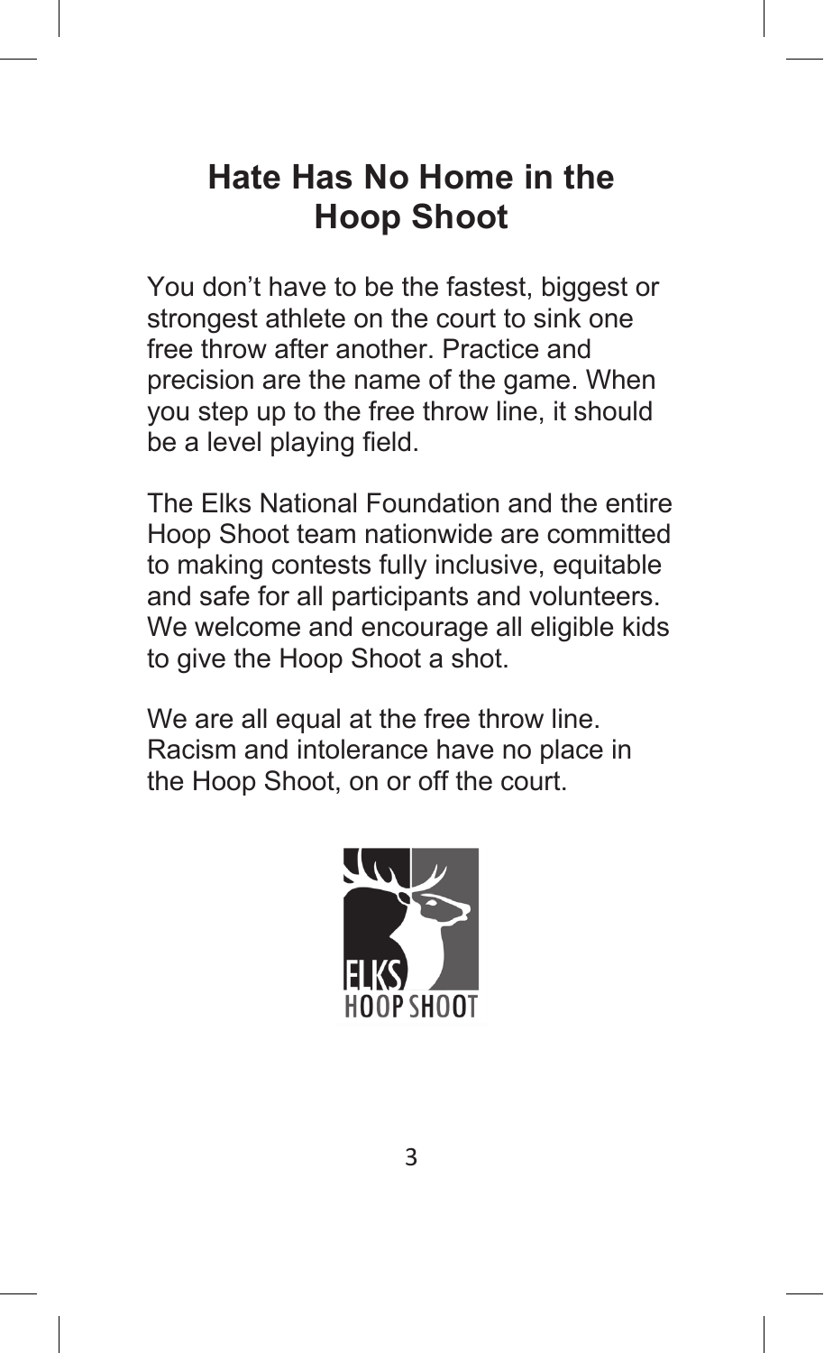# Hate Has No Home in the Hoop Shoot

You don't have to be the fastest, biggest or strongest athlete on the court to sink one free throw after another. Practice and precision are the name of the game. When you step up to the free throw line, it should be a level playing field.

The Elks National Foundation and the entire Hoop Shoot team nationwide are committed to making contests fully inclusive, equitable and safe for all participants and volunteers. We welcome and encourage all eligible kids to give the Hoop Shoot a shot.

We are all equal at the free throw line. Racism and intolerance have no place in the Hoop Shoot, on or off the court.

ELKS HOOP SHOOT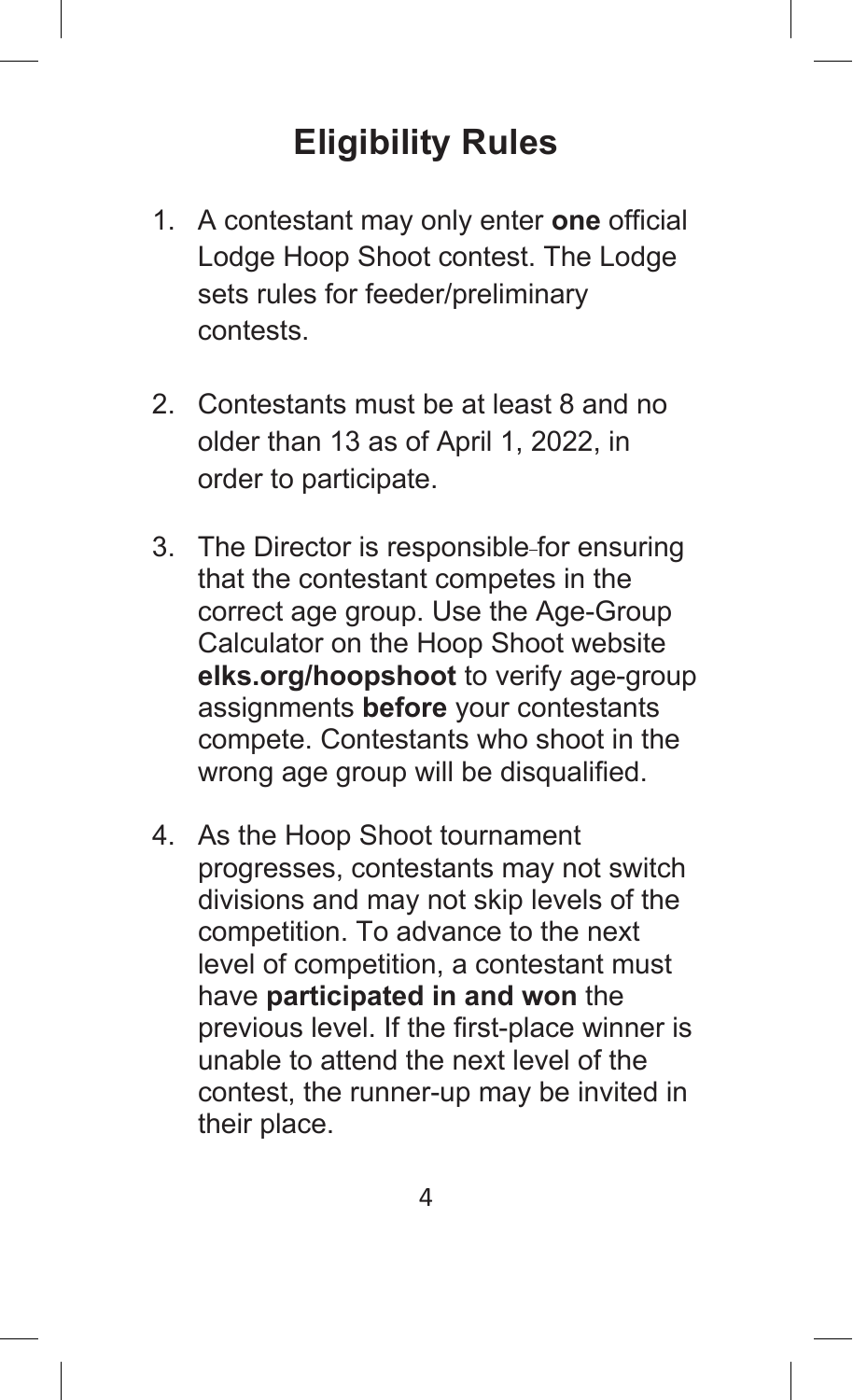# Eligibility Rules

1. A contestant may only enter **one** official Lodge Hoop Shoot contest. The Lodge sets rules for feeder/preliminary contests.

2. Contestants must be at least 8 and no older than 13 as of April 1, 2022, in order to participate.

3. The Director is responsible for ensuring that the contestant competes in the correct age group. Use the Age-Group Calculator on the Hoop Shoot website **elks.org/hoopshoot** to verify age-group assignments **before** your contestants compete. Contestants who shoot in the wrong age group will be disqualified.

4. As the Hoop Shoot tournament progresses, contestants may not switch divisions and may not skip levels of the competition. To advance to the next level of competition, a contestant must have **participated in and won** the previous level. If the first-place winner is unable to attend the next level of the contest, the runner-up may be invited in their place.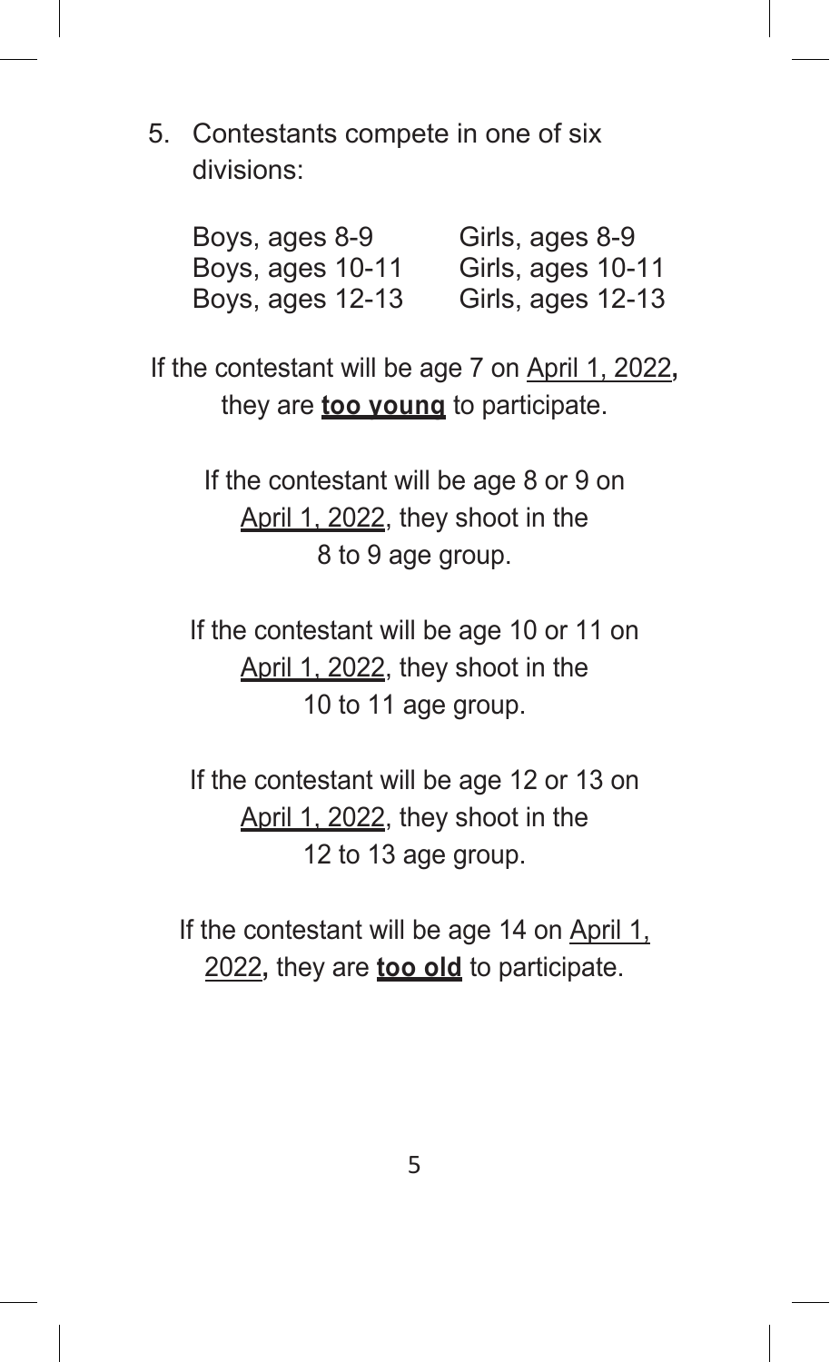5. Contestants compete in one of six divisions:

| | |
|---|---|
| Boys, ages 8-9 | Girls, ages 8-9 |
| Boys, ages 10-11 | Girls, ages 10-11 |
| Boys, ages 12-13 | Girls, ages 12-13 |

If the contestant will be age 7 on April 1, 2022**,** they are **too young** to participate.

If the contestant will be age 8 or 9 on April 1, 2022, they shoot in the 8 to 9 age group.

If the contestant will be age 10 or 11 on April 1, 2022, they shoot in the 10 to 11 age group.

If the contestant will be age 12 or 13 on April 1, 2022, they shoot in the 12 to 13 age group.

If the contestant will be age 14 on April 1, 2022**,** they are **too old** to participate.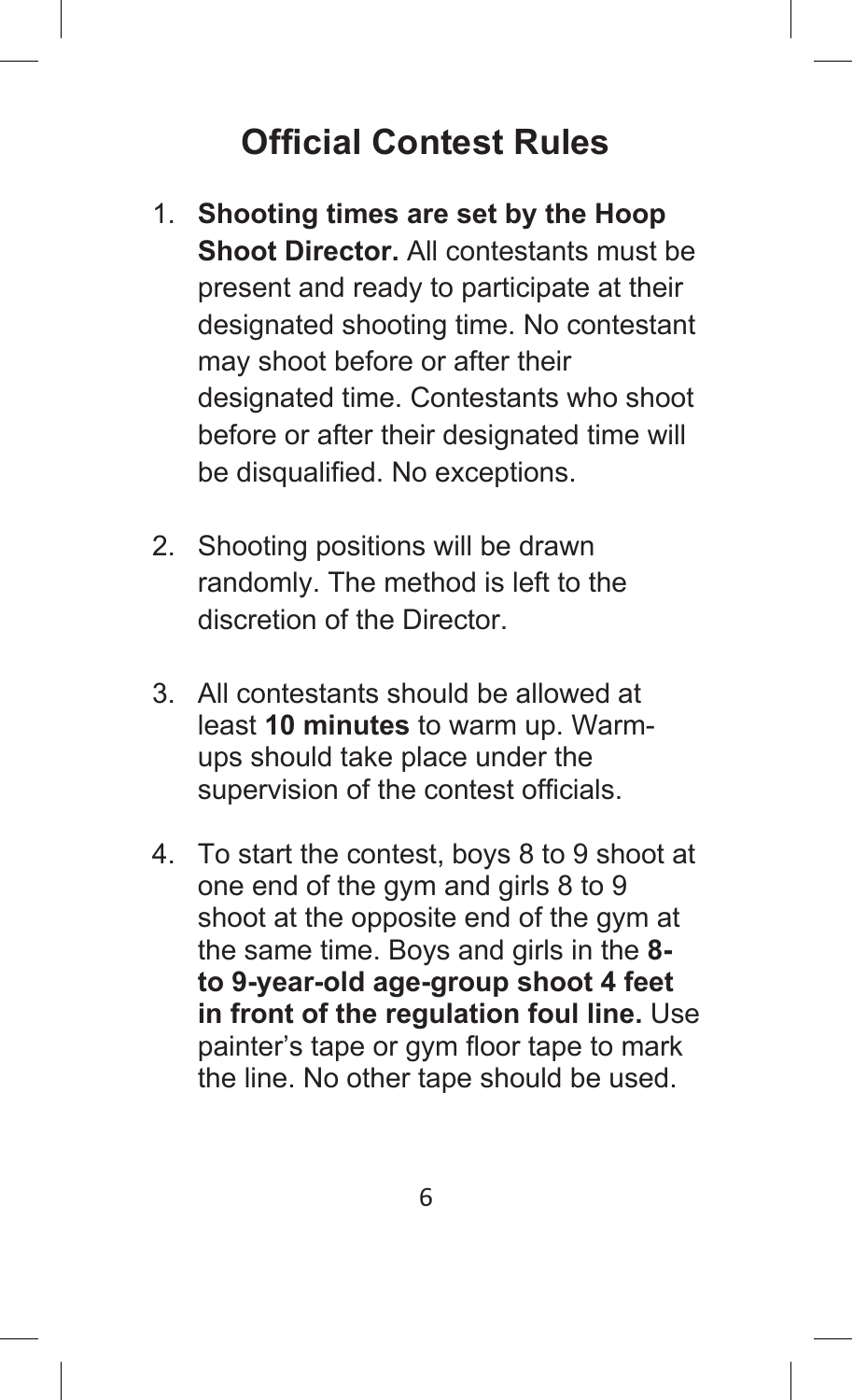# Official Contest Rules

1. **Shooting times are set by the Hoop Shoot Director.** All contestants must be present and ready to participate at their designated shooting time. No contestant may shoot before or after their designated time. Contestants who shoot before or after their designated time will be disqualified. No exceptions.

2. Shooting positions will be drawn randomly. The method is left to the discretion of the Director.

3. All contestants should be allowed at least **10 minutes** to warm up. Warm-ups should take place under the supervision of the contest officials.

4. To start the contest, boys 8 to 9 shoot at one end of the gym and girls 8 to 9 shoot at the opposite end of the gym at the same time. Boys and girls in the **8- to 9-year-old age-group shoot 4 feet in front of the regulation foul line.** Use painter's tape or gym floor tape to mark the line. No other tape should be used.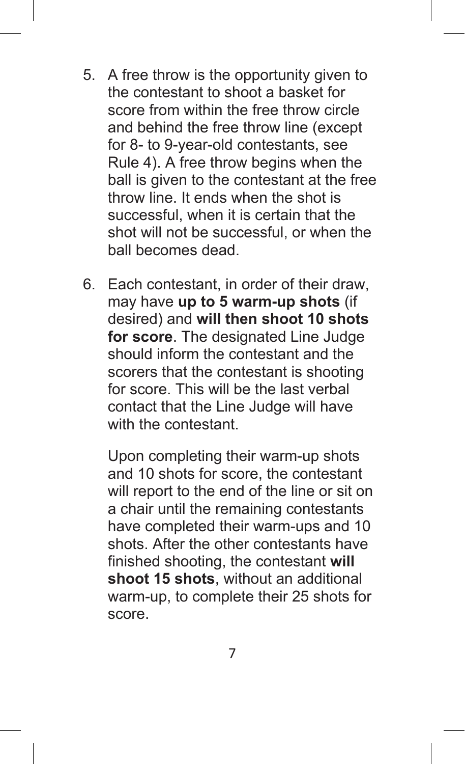5. A free throw is the opportunity given to the contestant to shoot a basket for score from within the free throw circle and behind the free throw line (except for 8- to 9-year-old contestants, see Rule 4). A free throw begins when the ball is given to the contestant at the free throw line. It ends when the shot is successful, when it is certain that the shot will not be successful, or when the ball becomes dead.

6. Each contestant, in order of their draw, may have **up to 5 warm-up shots** (if desired) and **will then shoot 10 shots for score**. The designated Line Judge should inform the contestant and the scorers that the contestant is shooting for score. This will be the last verbal contact that the Line Judge will have with the contestant.

   Upon completing their warm-up shots and 10 shots for score, the contestant will report to the end of the line or sit on a chair until the remaining contestants have completed their warm-ups and 10 shots. After the other contestants have finished shooting, the contestant **will shoot 15 shots**, without an additional warm-up, to complete their 25 shots for score.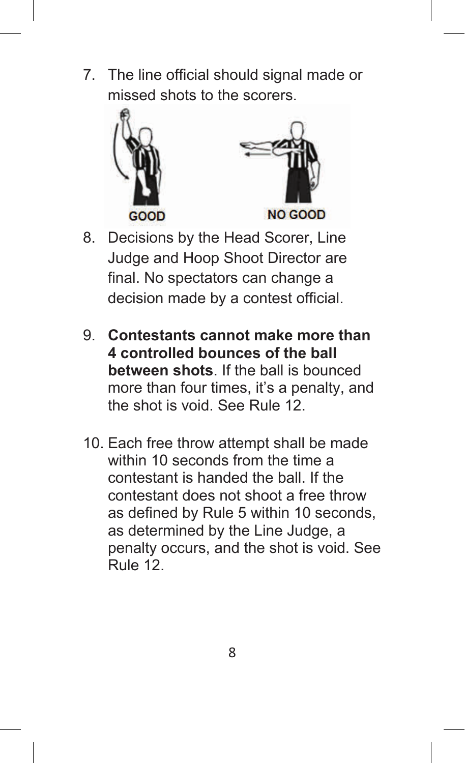7. The line official should signal made or missed shots to the scorers.

GOOD

NO GOOD

8. Decisions by the Head Scorer, Line Judge and Hoop Shoot Director are final. No spectators can change a decision made by a contest official.

9. **Contestants cannot make more than 4 controlled bounces of the ball between shots**. If the ball is bounced more than four times, it's a penalty, and the shot is void. See Rule 12.

10. Each free throw attempt shall be made within 10 seconds from the time a contestant is handed the ball. If the contestant does not shoot a free throw as defined by Rule 5 within 10 seconds, as determined by the Line Judge, a penalty occurs, and the shot is void. See Rule 12.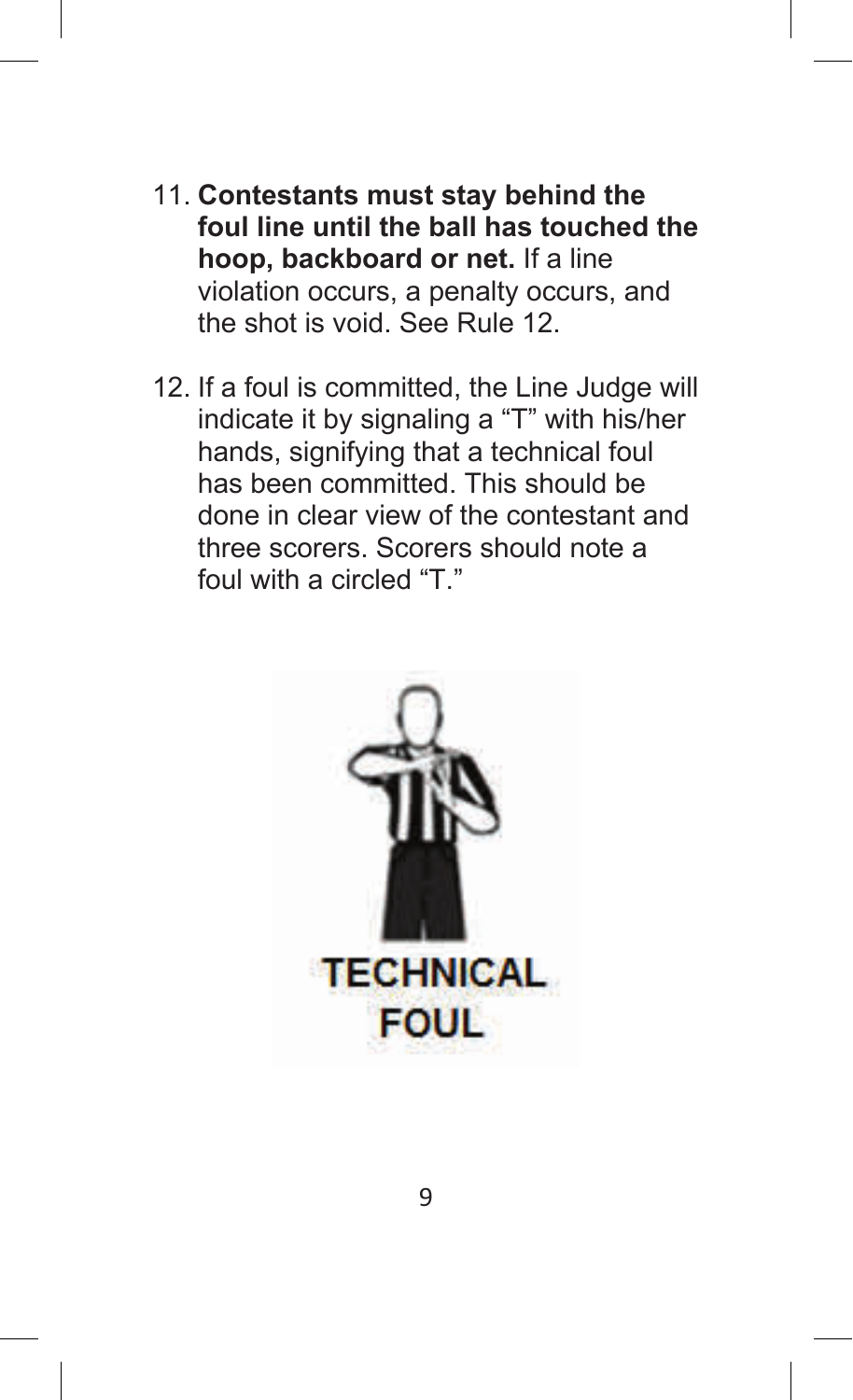11. **Contestants must stay behind the foul line until the ball has touched the hoop, backboard or net.** If a line violation occurs, a penalty occurs, and the shot is void. See Rule 12.

12. If a foul is committed, the Line Judge will indicate it by signaling a "T" with his/her hands, signifying that a technical foul has been committed. This should be done in clear view of the contestant and three scorers. Scorers should note a foul with a circled "T."

TECHNICAL FOUL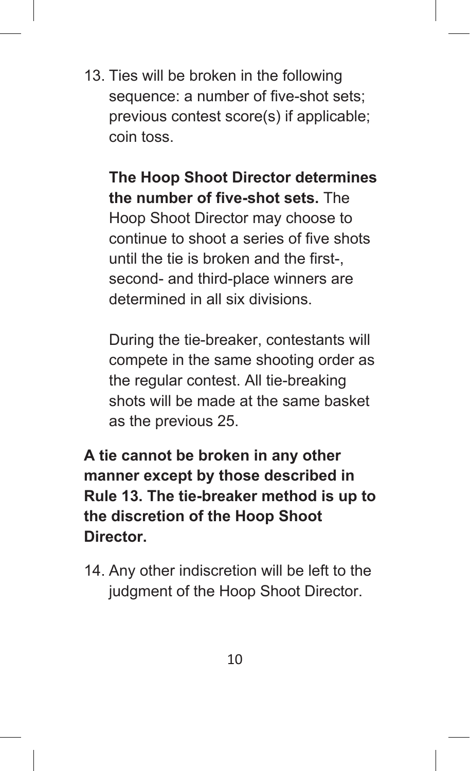13. Ties will be broken in the following sequence: a number of five-shot sets; previous contest score(s) if applicable; coin toss.

    **The Hoop Shoot Director determines the number of five-shot sets.** The Hoop Shoot Director may choose to continue to shoot a series of five shots until the tie is broken and the first-, second- and third-place winners are determined in all six divisions.

    During the tie-breaker, contestants will compete in the same shooting order as the regular contest. All tie-breaking shots will be made at the same basket as the previous 25.

**A tie cannot be broken in any other manner except by those described in Rule 13. The tie-breaker method is up to the discretion of the Hoop Shoot Director.**

14. Any other indiscretion will be left to the judgment of the Hoop Shoot Director.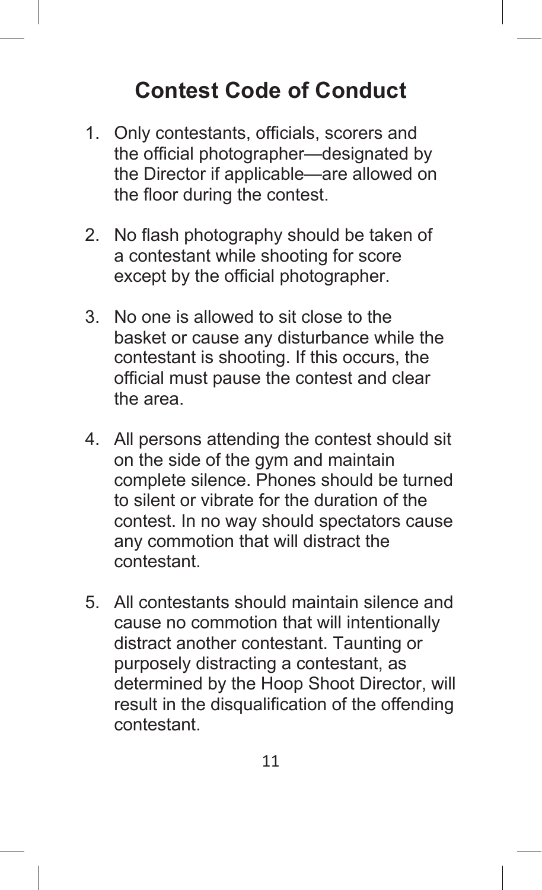# Contest Code of Conduct

1. Only contestants, officials, scorers and the official photographer—designated by the Director if applicable—are allowed on the floor during the contest.

2. No flash photography should be taken of a contestant while shooting for score except by the official photographer.

3. No one is allowed to sit close to the basket or cause any disturbance while the contestant is shooting. If this occurs, the official must pause the contest and clear the area.

4. All persons attending the contest should sit on the side of the gym and maintain complete silence. Phones should be turned to silent or vibrate for the duration of the contest. In no way should spectators cause any commotion that will distract the contestant.

5. All contestants should maintain silence and cause no commotion that will intentionally distract another contestant. Taunting or purposely distracting a contestant, as determined by the Hoop Shoot Director, will result in the disqualification of the offending contestant.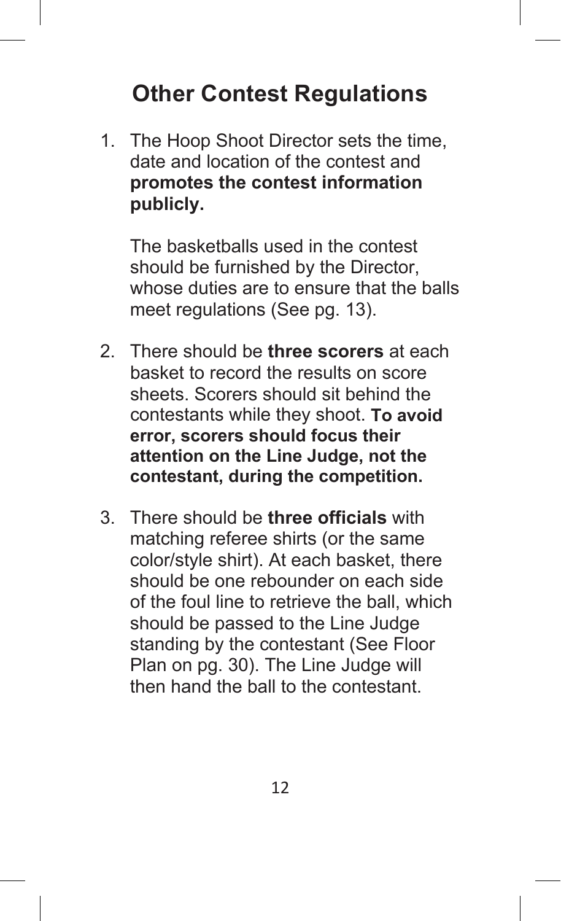# Other Contest Regulations

1. The Hoop Shoot Director sets the time, date and location of the contest and **promotes the contest information publicly.**

   The basketballs used in the contest should be furnished by the Director, whose duties are to ensure that the balls meet regulations (See pg. 13).

2. There should be **three scorers** at each basket to record the results on score sheets. Scorers should sit behind the contestants while they shoot. **To avoid error, scorers should focus their attention on the Line Judge, not the contestant, during the competition.**

3. There should be **three officials** with matching referee shirts (or the same color/style shirt). At each basket, there should be one rebounder on each side of the foul line to retrieve the ball, which should be passed to the Line Judge standing by the contestant (See Floor Plan on pg. 30). The Line Judge will then hand the ball to the contestant.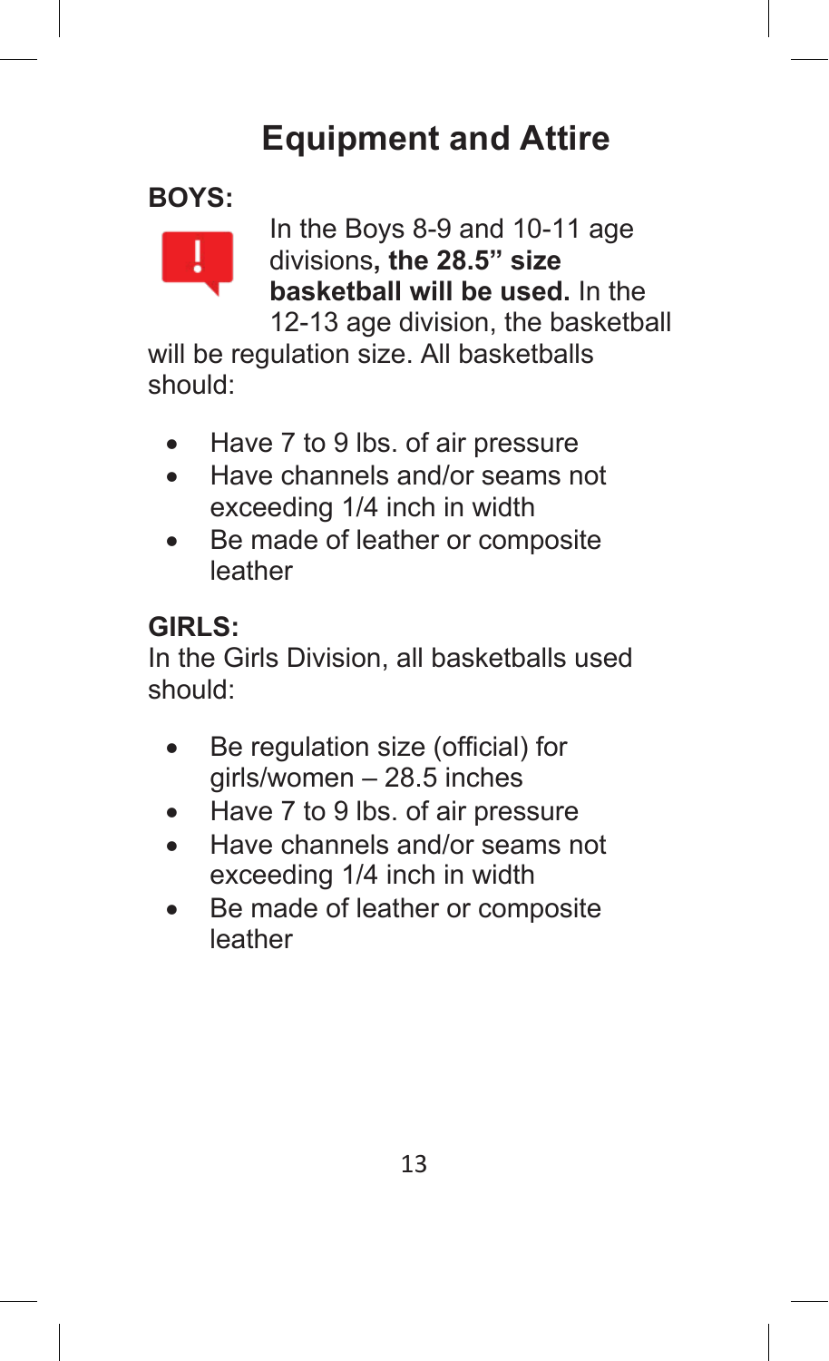# Equipment and Attire

**BOYS:**

In the Boys 8-9 and 10-11 age divisions**, the 28.5" size basketball will be used.** In the 12-13 age division, the basketball will be regulation size. All basketballs should:

- Have 7 to 9 lbs. of air pressure
- Have channels and/or seams not exceeding 1/4 inch in width
- Be made of leather or composite leather

**GIRLS:**

In the Girls Division, all basketballs used should:

- Be regulation size (official) for girls/women – 28.5 inches
- Have 7 to 9 lbs. of air pressure
- Have channels and/or seams not exceeding 1/4 inch in width
- Be made of leather or composite leather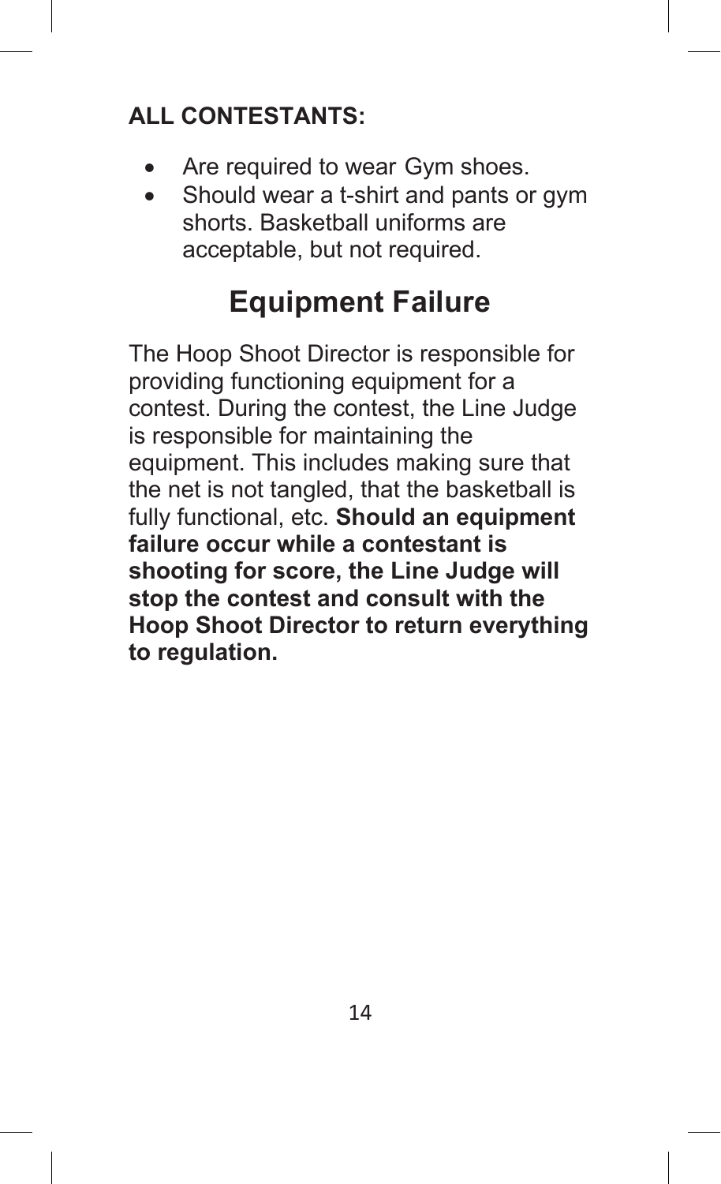**ALL CONTESTANTS:**

- Are required to wear Gym shoes.
- Should wear a t-shirt and pants or gym shorts. Basketball uniforms are acceptable, but not required.

## Equipment Failure

The Hoop Shoot Director is responsible for providing functioning equipment for a contest. During the contest, the Line Judge is responsible for maintaining the equipment. This includes making sure that the net is not tangled, that the basketball is fully functional, etc. **Should an equipment failure occur while a contestant is shooting for score, the Line Judge will stop the contest and consult with the Hoop Shoot Director to return everything to regulation.**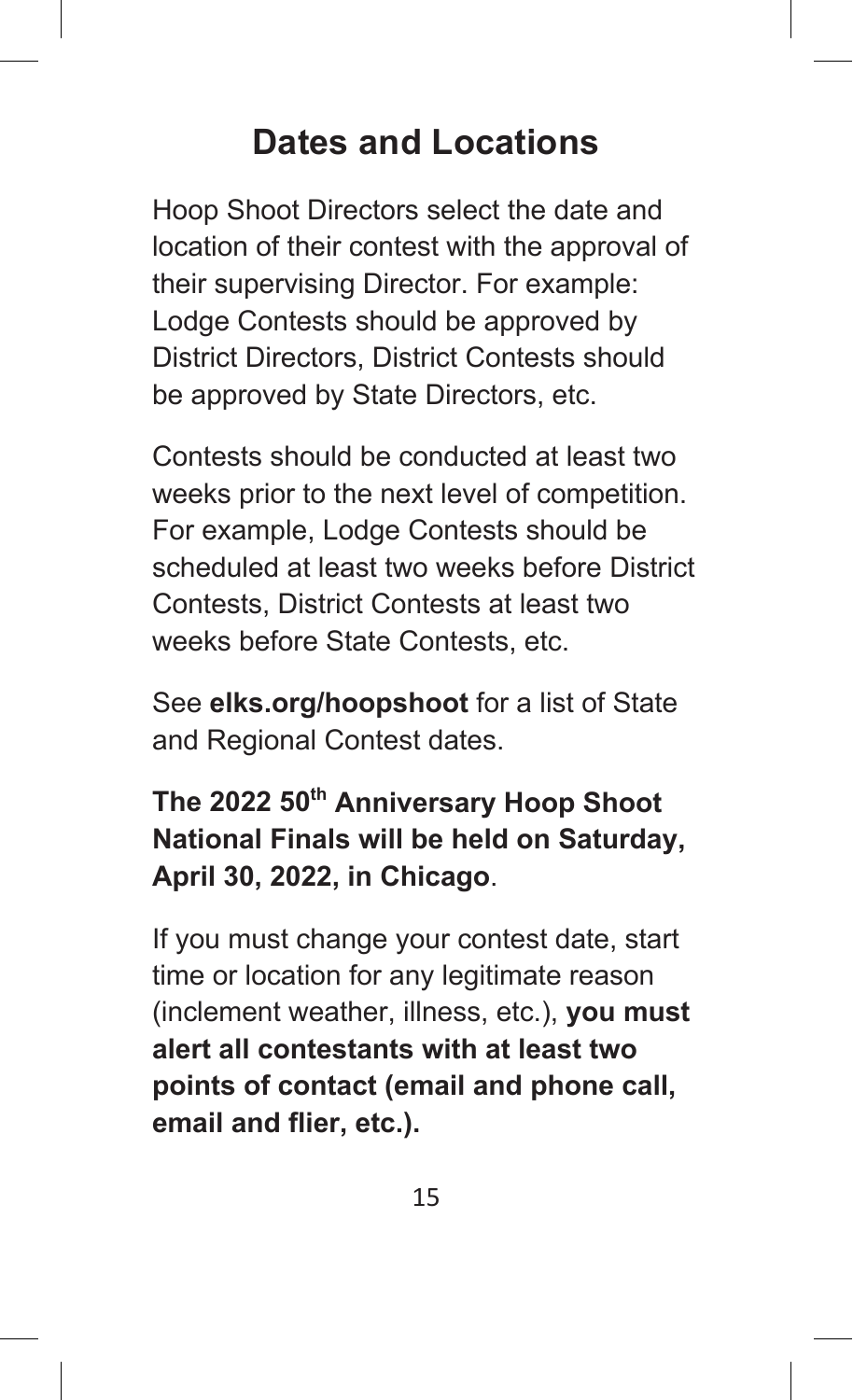# Dates and Locations

Hoop Shoot Directors select the date and location of their contest with the approval of their supervising Director. For example: Lodge Contests should be approved by District Directors, District Contests should be approved by State Directors, etc.

Contests should be conducted at least two weeks prior to the next level of competition. For example, Lodge Contests should be scheduled at least two weeks before District Contests, District Contests at least two weeks before State Contests, etc.

See **elks.org/hoopshoot** for a list of State and Regional Contest dates.

**The 2022 50th Anniversary Hoop Shoot National Finals will be held on Saturday, April 30, 2022, in Chicago**.

If you must change your contest date, start time or location for any legitimate reason (inclement weather, illness, etc.), **you must alert all contestants with at least two points of contact (email and phone call, email and flier, etc.).**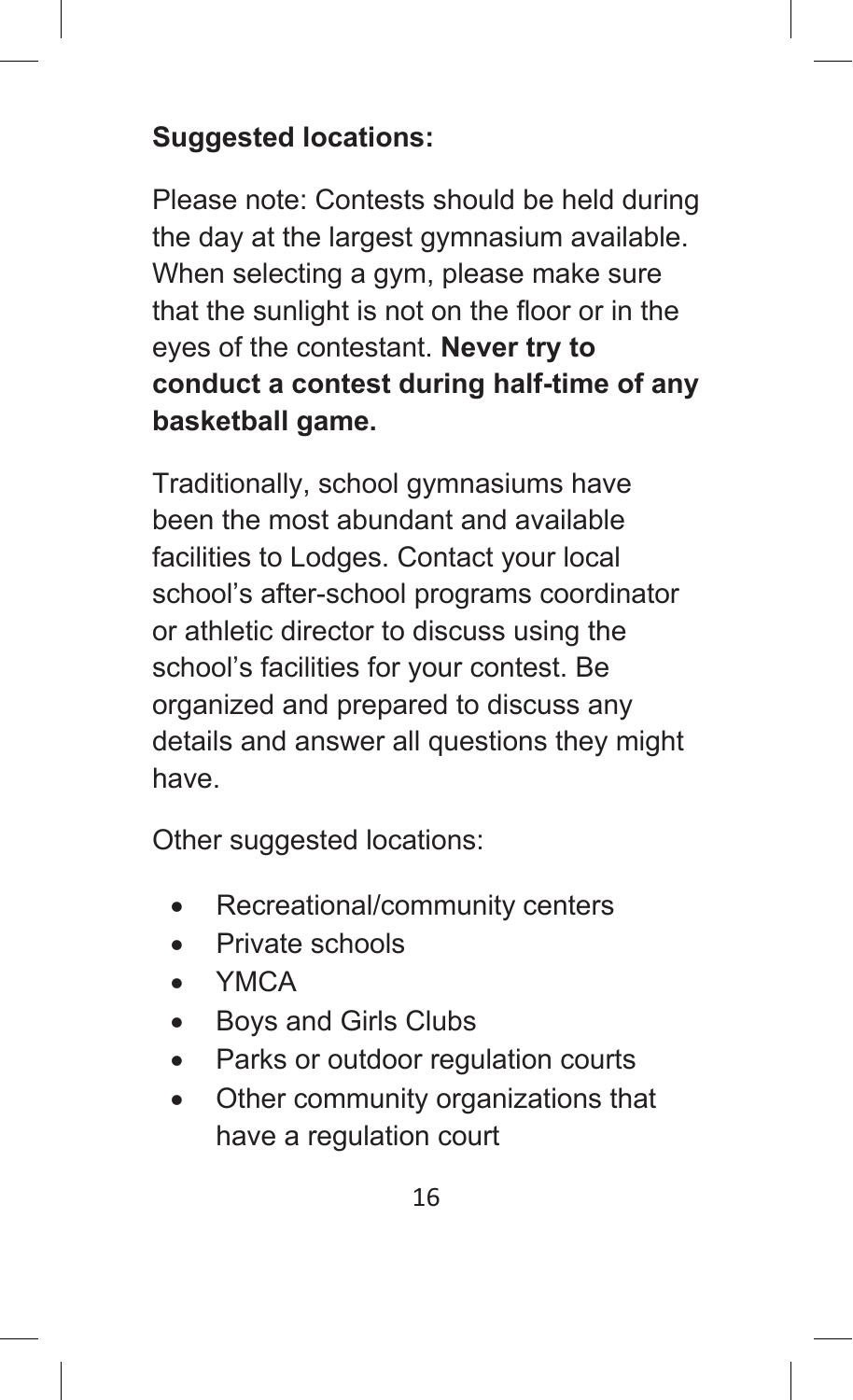**Suggested locations:**

Please note: Contests should be held during the day at the largest gymnasium available. When selecting a gym, please make sure that the sunlight is not on the floor or in the eyes of the contestant. **Never try to conduct a contest during half-time of any basketball game.**

Traditionally, school gymnasiums have been the most abundant and available facilities to Lodges. Contact your local school's after-school programs coordinator or athletic director to discuss using the school's facilities for your contest. Be organized and prepared to discuss any details and answer all questions they might have.

Other suggested locations:

- Recreational/community centers
- Private schools
- YMCA
- Boys and Girls Clubs
- Parks or outdoor regulation courts
- Other community organizations that have a regulation court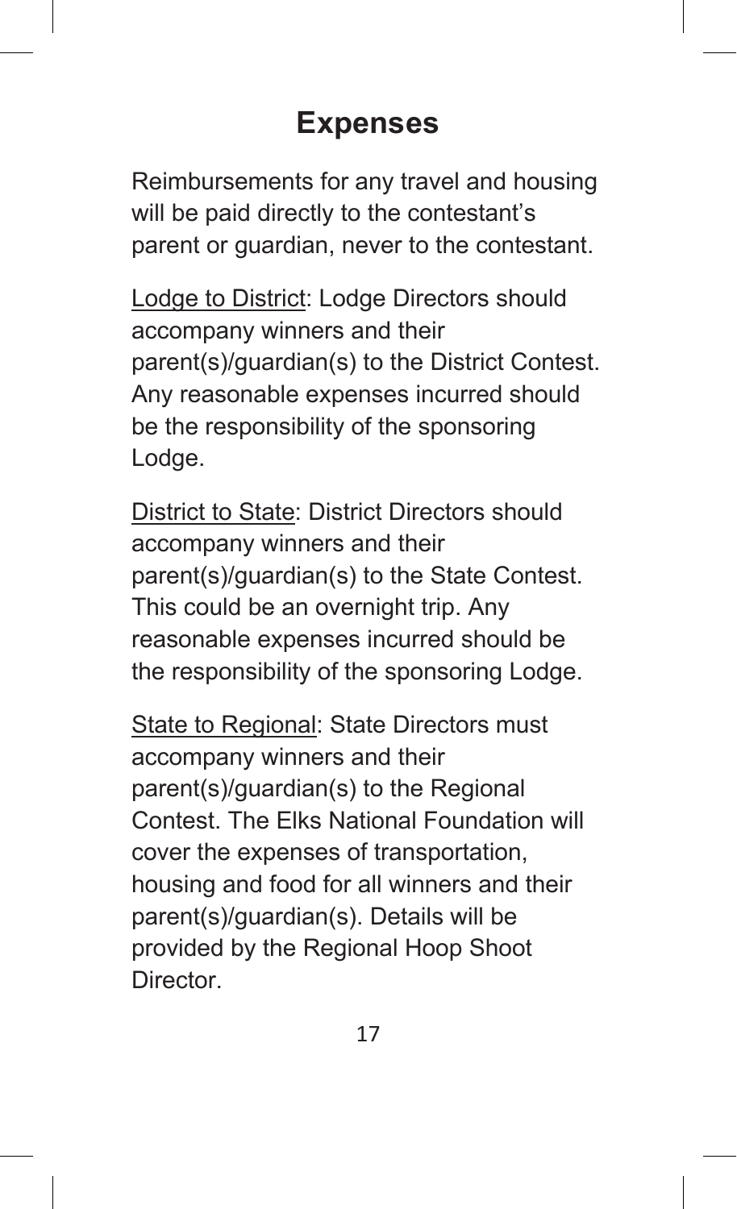# Expenses

Reimbursements for any travel and housing will be paid directly to the contestant's parent or guardian, never to the contestant.

<u>Lodge to District</u>: Lodge Directors should accompany winners and their parent(s)/guardian(s) to the District Contest. Any reasonable expenses incurred should be the responsibility of the sponsoring Lodge.

<u>District to State</u>: District Directors should accompany winners and their parent(s)/guardian(s) to the State Contest. This could be an overnight trip. Any reasonable expenses incurred should be the responsibility of the sponsoring Lodge.

<u>State to Regional</u>: State Directors must accompany winners and their parent(s)/guardian(s) to the Regional Contest. The Elks National Foundation will cover the expenses of transportation, housing and food for all winners and their parent(s)/guardian(s). Details will be provided by the Regional Hoop Shoot Director.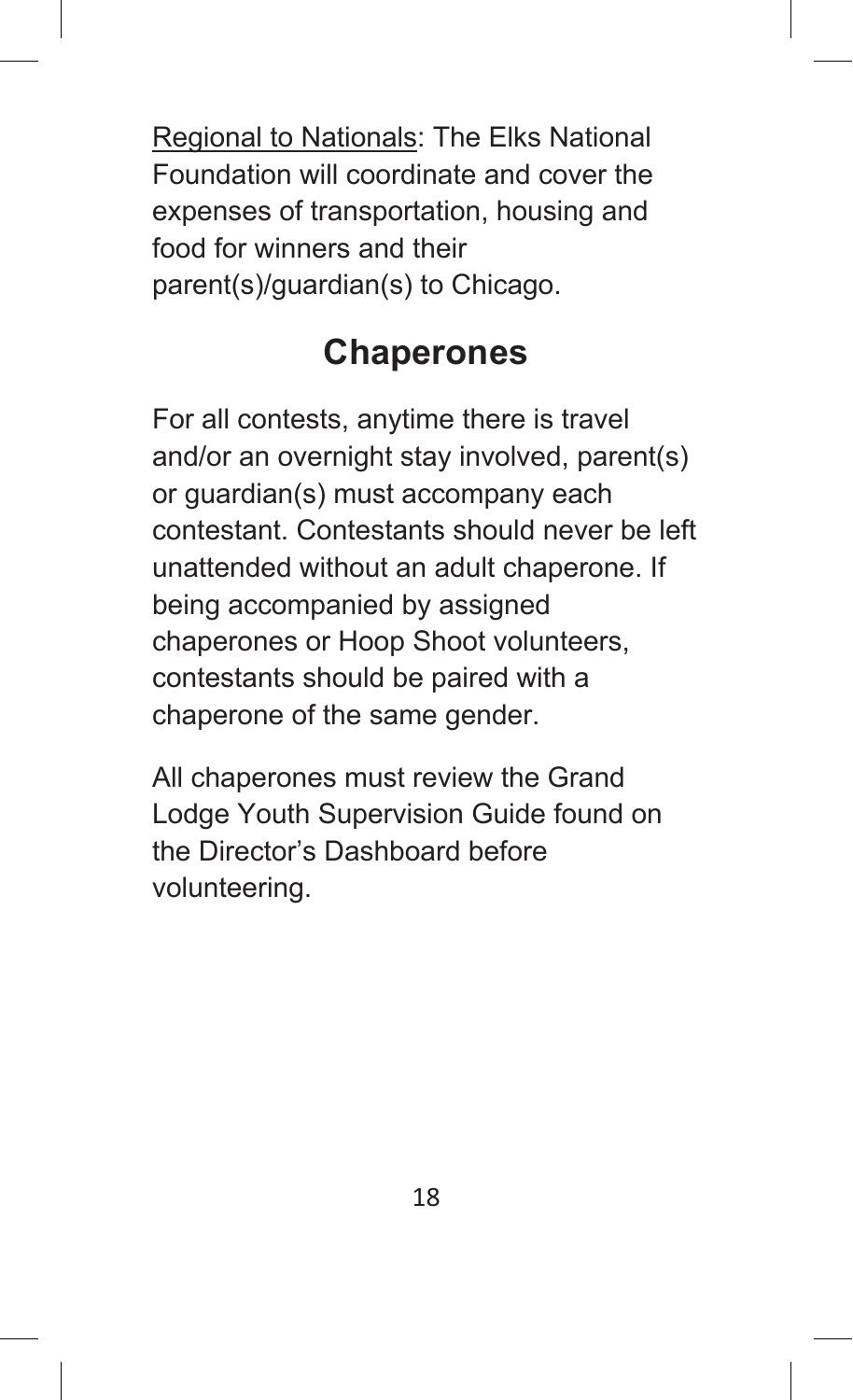Regional to Nationals: The Elks National Foundation will coordinate and cover the expenses of transportation, housing and food for winners and their parent(s)/guardian(s) to Chicago.

## Chaperones

For all contests, anytime there is travel and/or an overnight stay involved, parent(s) or guardian(s) must accompany each contestant. Contestants should never be left unattended without an adult chaperone. If being accompanied by assigned chaperones or Hoop Shoot volunteers, contestants should be paired with a chaperone of the same gender.

All chaperones must review the Grand Lodge Youth Supervision Guide found on the Director's Dashboard before volunteering.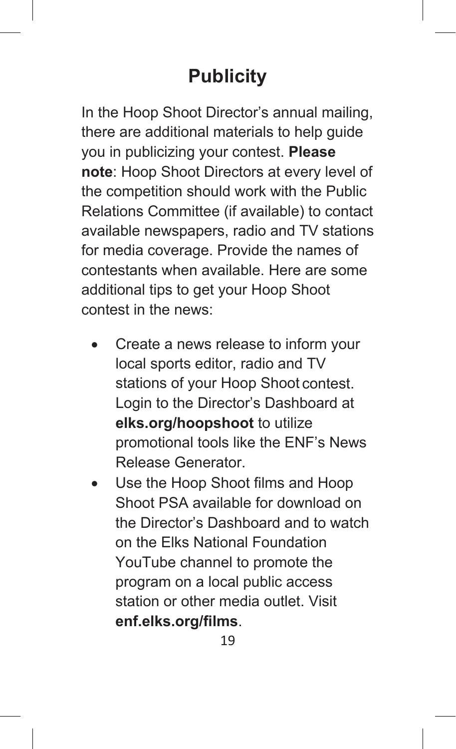# Publicity

In the Hoop Shoot Director's annual mailing, there are additional materials to help guide you in publicizing your contest. **Please note**: Hoop Shoot Directors at every level of the competition should work with the Public Relations Committee (if available) to contact available newspapers, radio and TV stations for media coverage. Provide the names of contestants when available. Here are some additional tips to get your Hoop Shoot contest in the news:

- Create a news release to inform your local sports editor, radio and TV stations of your Hoop Shoot contest. Login to the Director's Dashboard at **elks.org/hoopshoot** to utilize promotional tools like the ENF's News Release Generator.
- Use the Hoop Shoot films and Hoop Shoot PSA available for download on the Director's Dashboard and to watch on the Elks National Foundation YouTube channel to promote the program on a local public access station or other media outlet. Visit **enf.elks.org/films**.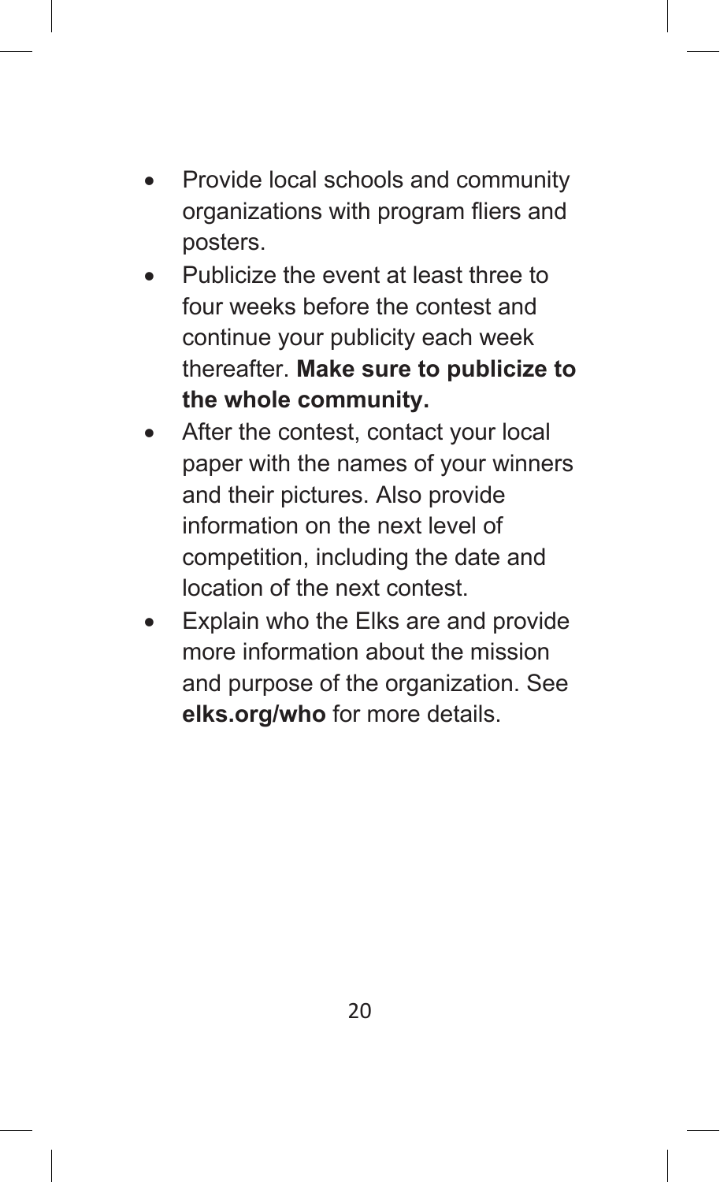- Provide local schools and community organizations with program fliers and posters.
- Publicize the event at least three to four weeks before the contest and continue your publicity each week thereafter. **Make sure to publicize to the whole community.**
- After the contest, contact your local paper with the names of your winners and their pictures. Also provide information on the next level of competition, including the date and location of the next contest.
- Explain who the Elks are and provide more information about the mission and purpose of the organization. See **elks.org/who** for more details.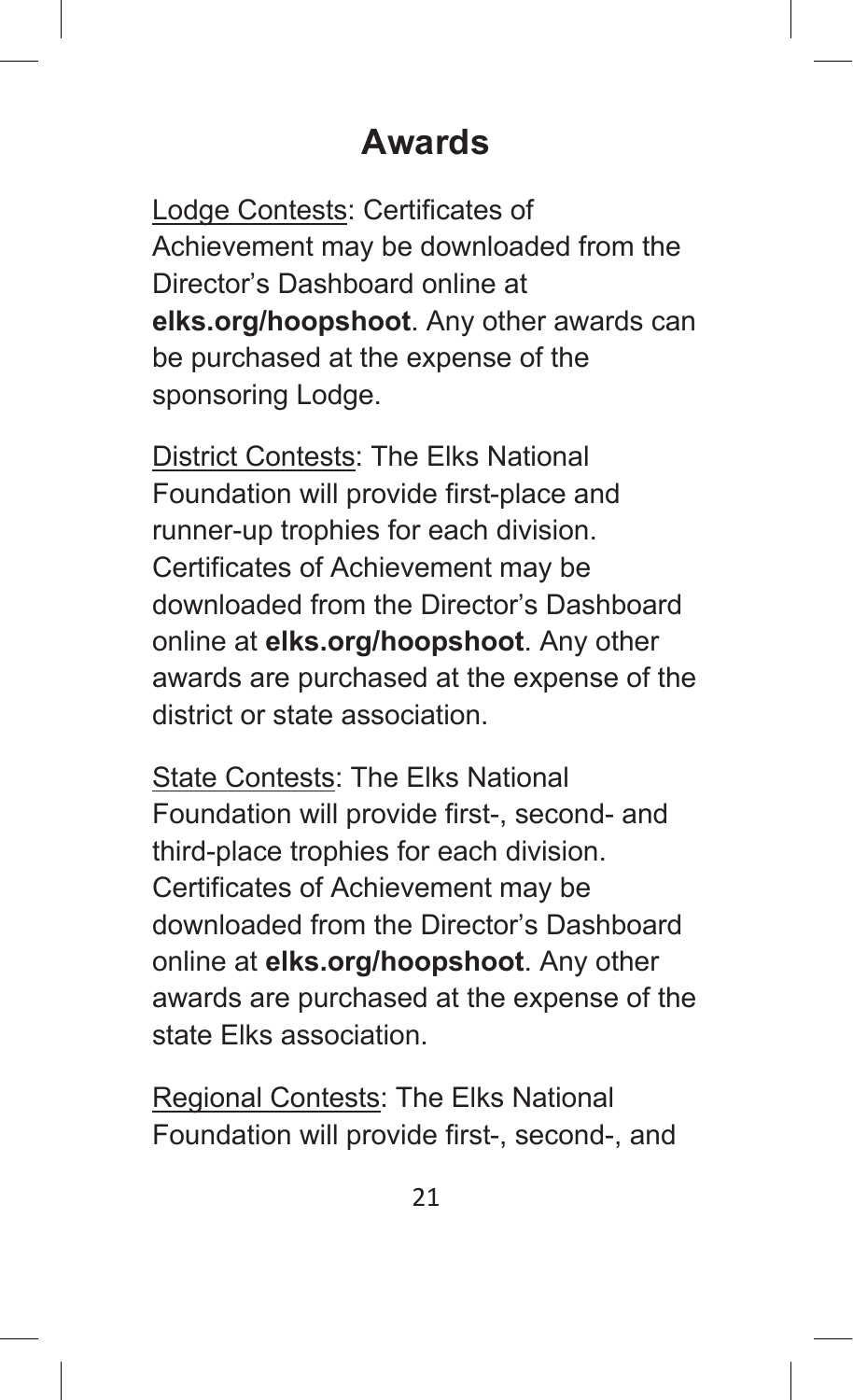# Awards

Lodge Contests: Certificates of Achievement may be downloaded from the Director's Dashboard online at **elks.org/hoopshoot**. Any other awards can be purchased at the expense of the sponsoring Lodge.

District Contests: The Elks National Foundation will provide first-place and runner-up trophies for each division. Certificates of Achievement may be downloaded from the Director's Dashboard online at **elks.org/hoopshoot**. Any other awards are purchased at the expense of the district or state association.

State Contests: The Elks National Foundation will provide first-, second- and third-place trophies for each division. Certificates of Achievement may be downloaded from the Director's Dashboard online at **elks.org/hoopshoot**. Any other awards are purchased at the expense of the state Elks association.

Regional Contests: The Elks National Foundation will provide first-, second-, and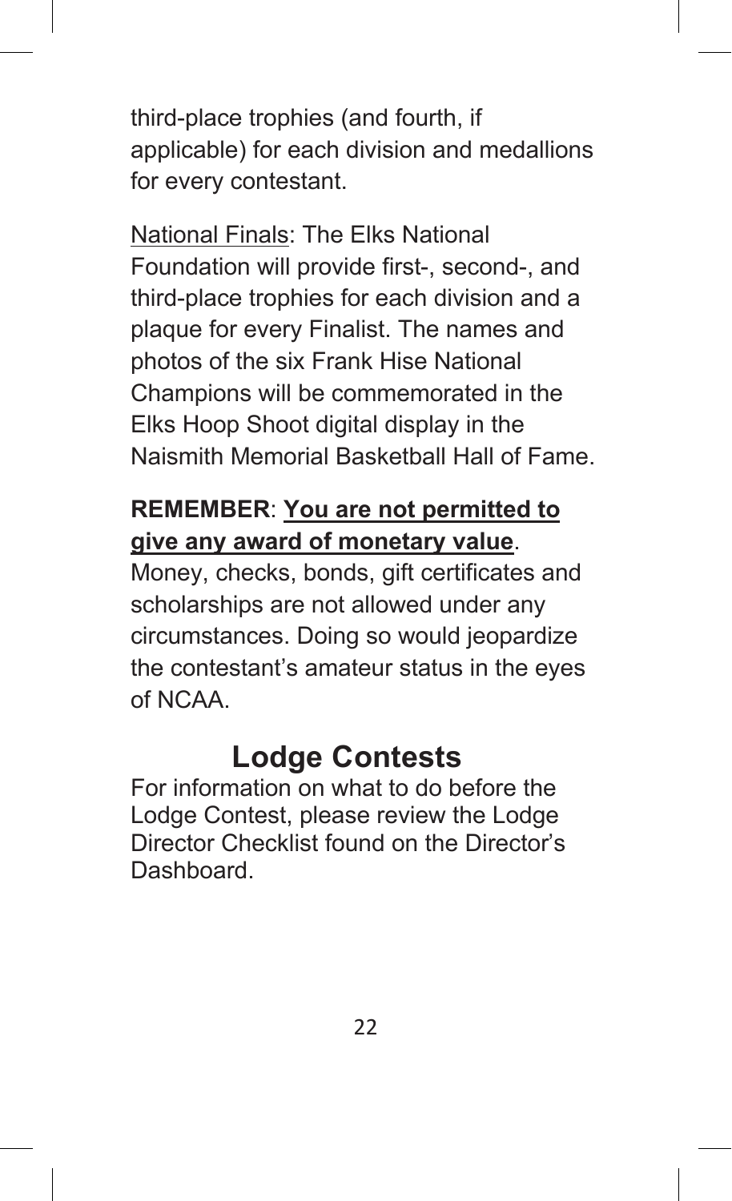third-place trophies (and fourth, if applicable) for each division and medallions for every contestant.

National Finals: The Elks National Foundation will provide first-, second-, and third-place trophies for each division and a plaque for every Finalist. The names and photos of the six Frank Hise National Champions will be commemorated in the Elks Hoop Shoot digital display in the Naismith Memorial Basketball Hall of Fame.

**REMEMBER**: **You are not permitted to give any award of monetary value**. Money, checks, bonds, gift certificates and scholarships are not allowed under any circumstances. Doing so would jeopardize the contestant's amateur status in the eyes of NCAA.

## Lodge Contests

For information on what to do before the Lodge Contest, please review the Lodge Director Checklist found on the Director's Dashboard.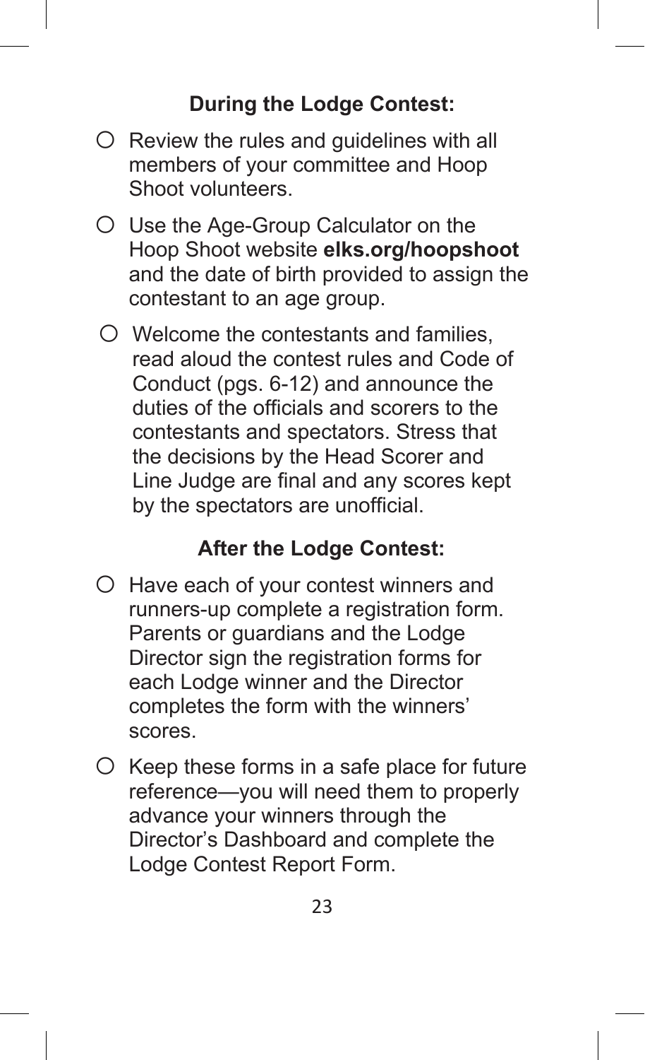### During the Lodge Contest:

- ○ Review the rules and guidelines with all members of your committee and Hoop Shoot volunteers.
- ○ Use the Age-Group Calculator on the Hoop Shoot website **elks.org/hoopshoot** and the date of birth provided to assign the contestant to an age group.
- ○ Welcome the contestants and families, read aloud the contest rules and Code of Conduct (pgs. 6-12) and announce the duties of the officials and scorers to the contestants and spectators. Stress that the decisions by the Head Scorer and Line Judge are final and any scores kept by the spectators are unofficial.

### After the Lodge Contest:

- ○ Have each of your contest winners and runners-up complete a registration form. Parents or guardians and the Lodge Director sign the registration forms for each Lodge winner and the Director completes the form with the winners' scores.
- ○ Keep these forms in a safe place for future reference—you will need them to properly advance your winners through the Director's Dashboard and complete the Lodge Contest Report Form.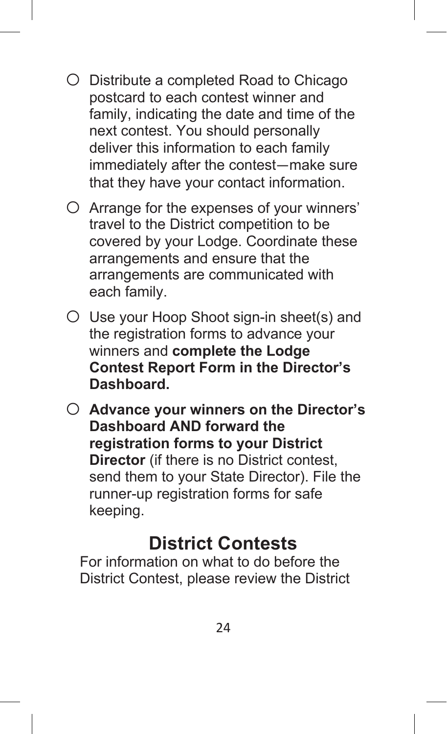- ○ Distribute a completed Road to Chicago postcard to each contest winner and family, indicating the date and time of the next contest. You should personally deliver this information to each family immediately after the contest—make sure that they have your contact information.
- ○ Arrange for the expenses of your winners' travel to the District competition to be covered by your Lodge. Coordinate these arrangements and ensure that the arrangements are communicated with each family.
- ○ Use your Hoop Shoot sign-in sheet(s) and the registration forms to advance your winners and **complete the Lodge Contest Report Form in the Director's Dashboard.**
- ○ **Advance your winners on the Director's Dashboard AND forward the registration forms to your District Director** (if there is no District contest, send them to your State Director). File the runner-up registration forms for safe keeping.

## District Contests

For information on what to do before the District Contest, please review the District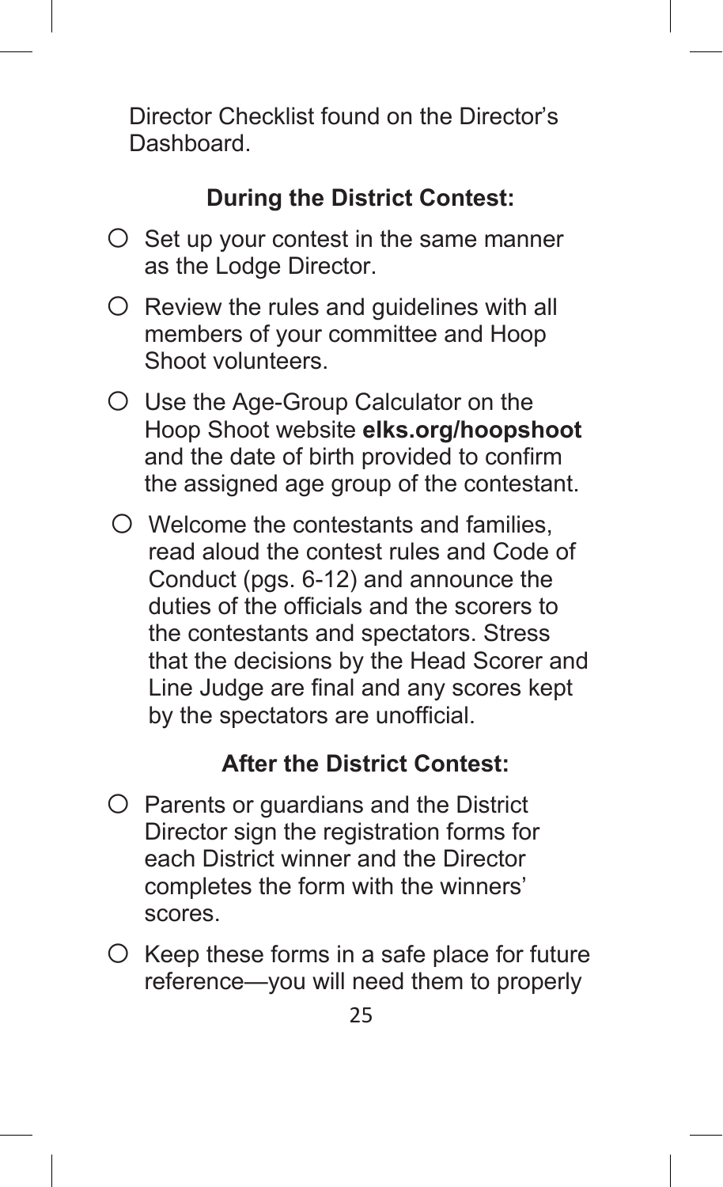Director Checklist found on the Director's Dashboard.

### During the District Contest:

- ○ Set up your contest in the same manner as the Lodge Director.
- ○ Review the rules and guidelines with all members of your committee and Hoop Shoot volunteers.
- ○ Use the Age-Group Calculator on the Hoop Shoot website **elks.org/hoopshoot** and the date of birth provided to confirm the assigned age group of the contestant.
- ○ Welcome the contestants and families, read aloud the contest rules and Code of Conduct (pgs. 6-12) and announce the duties of the officials and the scorers to the contestants and spectators. Stress that the decisions by the Head Scorer and Line Judge are final and any scores kept by the spectators are unofficial.

### After the District Contest:

- ○ Parents or guardians and the District Director sign the registration forms for each District winner and the Director completes the form with the winners' scores.
- ○ Keep these forms in a safe place for future reference—you will need them to properly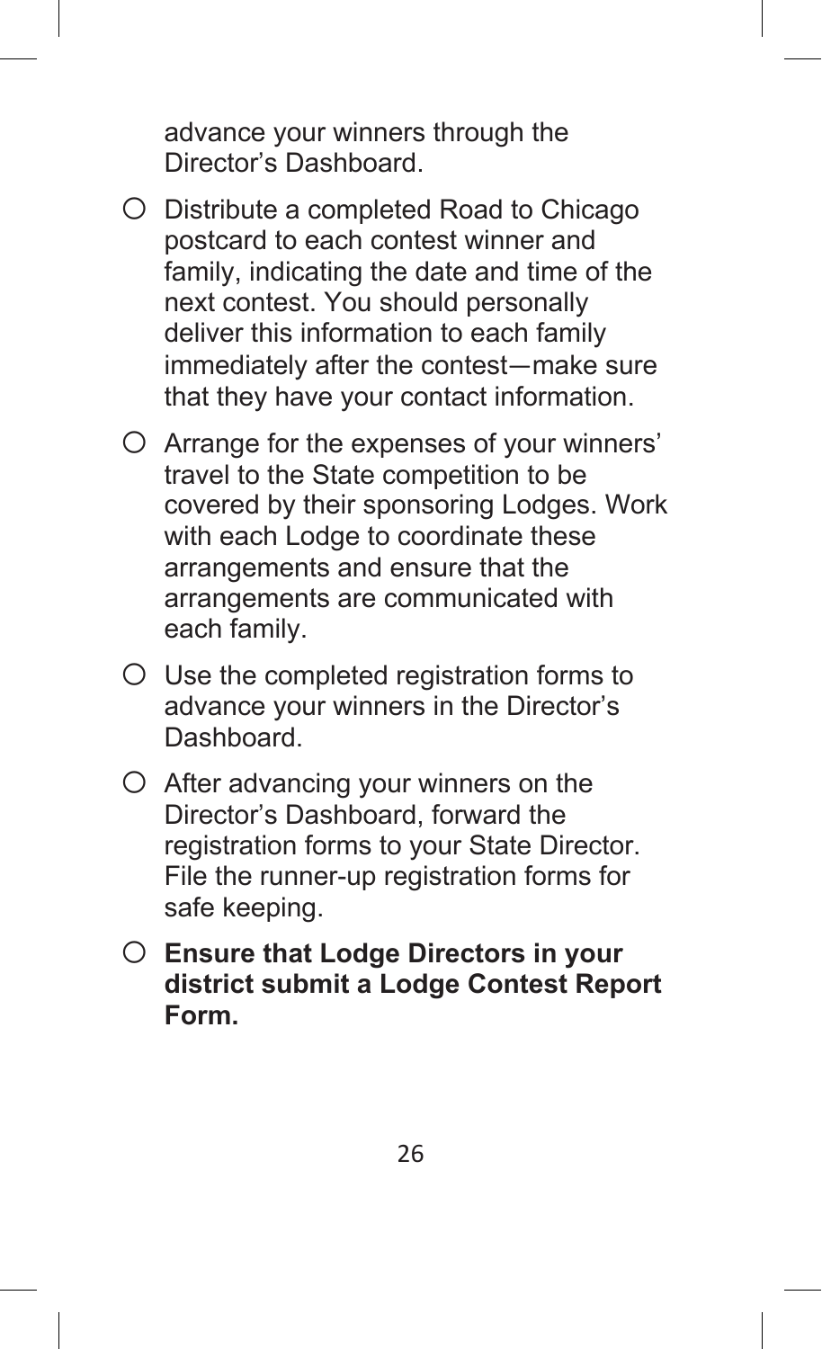advance your winners through the Director's Dashboard.

- ○ Distribute a completed Road to Chicago postcard to each contest winner and family, indicating the date and time of the next contest. You should personally deliver this information to each family immediately after the contest—make sure that they have your contact information.
- ○ Arrange for the expenses of your winners' travel to the State competition to be covered by their sponsoring Lodges. Work with each Lodge to coordinate these arrangements and ensure that the arrangements are communicated with each family.
- ○ Use the completed registration forms to advance your winners in the Director's Dashboard.
- ○ After advancing your winners on the Director's Dashboard, forward the registration forms to your State Director. File the runner-up registration forms for safe keeping.
- ○ **Ensure that Lodge Directors in your district submit a Lodge Contest Report Form.**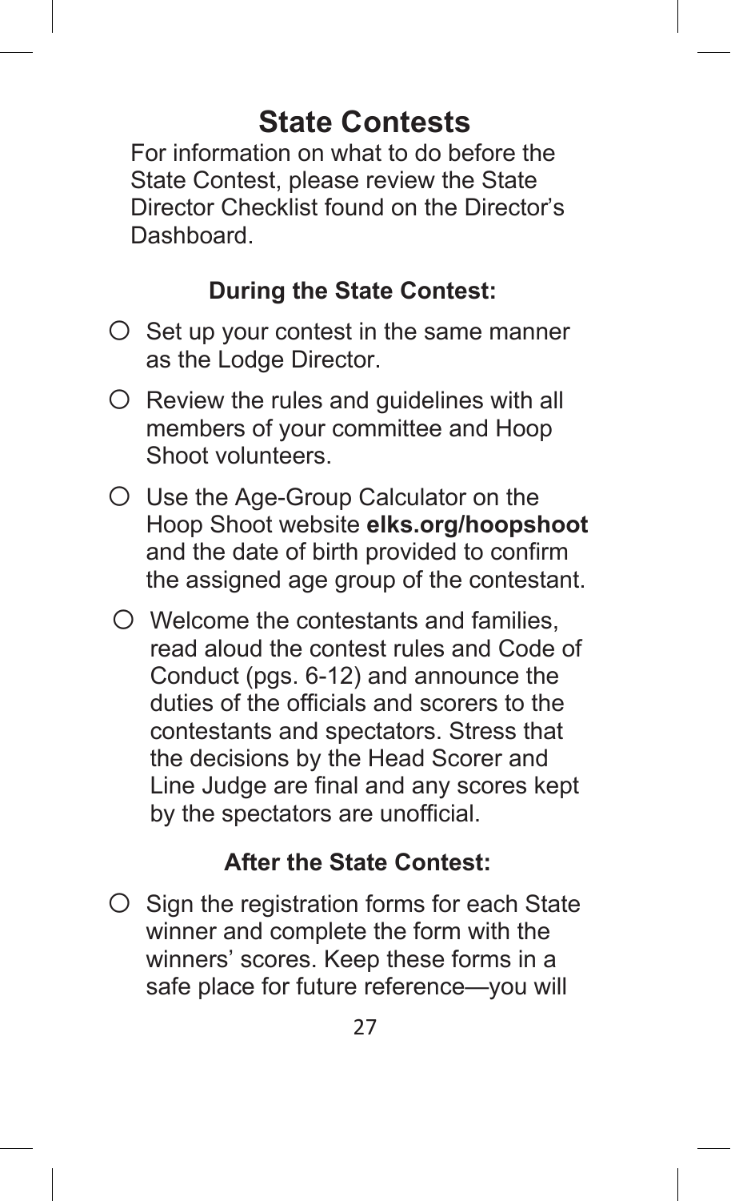# State Contests

For information on what to do before the State Contest, please review the State Director Checklist found on the Director's Dashboard.

### During the State Contest:

- Set up your contest in the same manner as the Lodge Director.
- Review the rules and guidelines with all members of your committee and Hoop Shoot volunteers.
- Use the Age-Group Calculator on the Hoop Shoot website **elks.org/hoopshoot** and the date of birth provided to confirm the assigned age group of the contestant.
- Welcome the contestants and families, read aloud the contest rules and Code of Conduct (pgs. 6-12) and announce the duties of the officials and scorers to the contestants and spectators. Stress that the decisions by the Head Scorer and Line Judge are final and any scores kept by the spectators are unofficial.

### After the State Contest:

- Sign the registration forms for each State winner and complete the form with the winners' scores. Keep these forms in a safe place for future reference—you will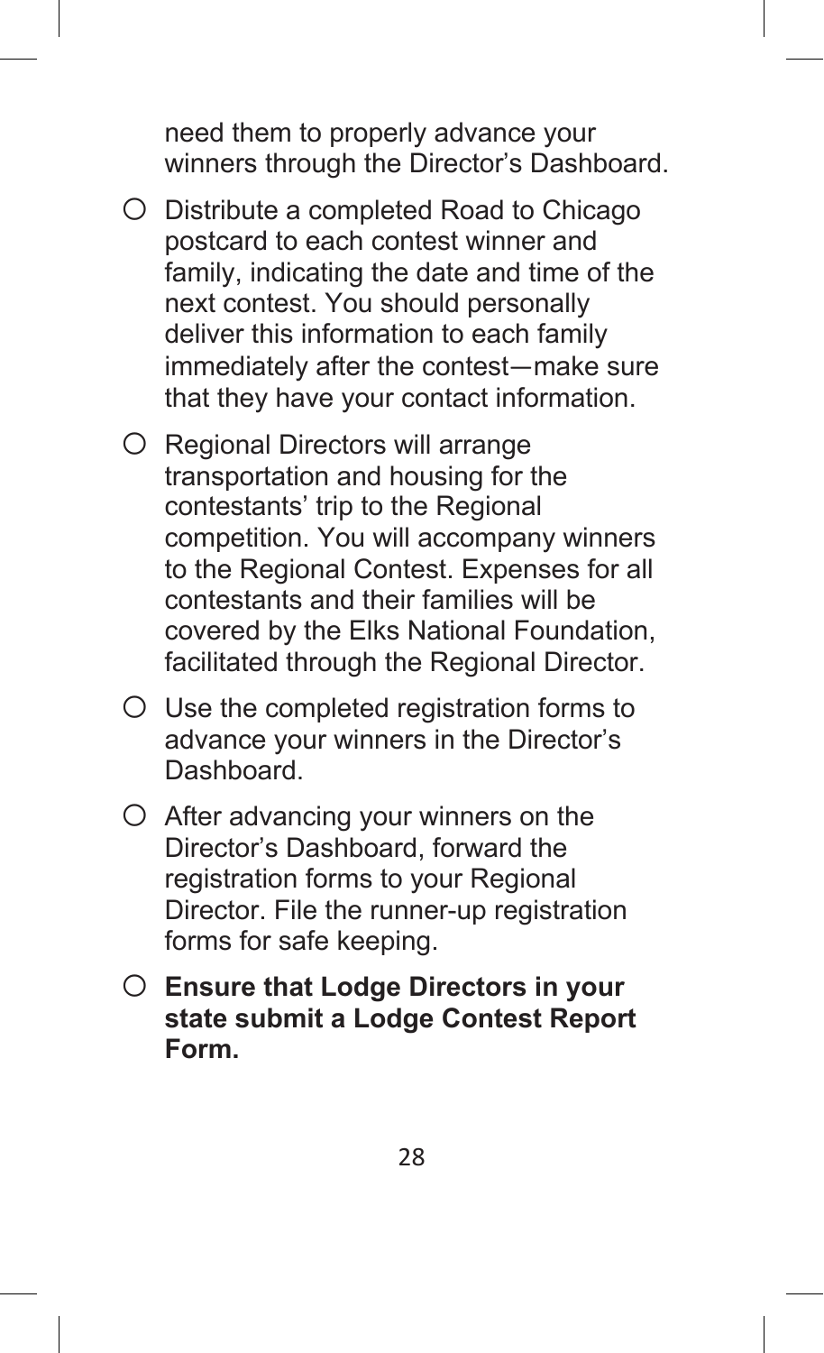need them to properly advance your winners through the Director's Dashboard.

- ○ Distribute a completed Road to Chicago postcard to each contest winner and family, indicating the date and time of the next contest. You should personally deliver this information to each family immediately after the contest—make sure that they have your contact information.
- ○ Regional Directors will arrange transportation and housing for the contestants' trip to the Regional competition. You will accompany winners to the Regional Contest. Expenses for all contestants and their families will be covered by the Elks National Foundation, facilitated through the Regional Director.
- ○ Use the completed registration forms to advance your winners in the Director's Dashboard.
- ○ After advancing your winners on the Director's Dashboard, forward the registration forms to your Regional Director. File the runner-up registration forms for safe keeping.
- ○ **Ensure that Lodge Directors in your state submit a Lodge Contest Report Form.**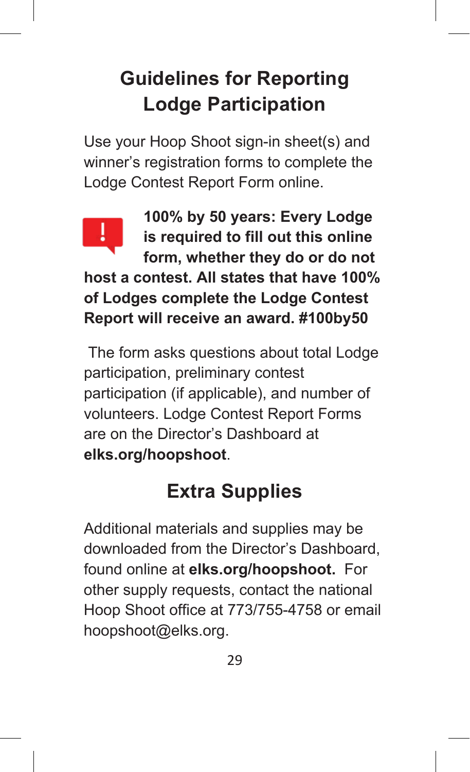# Guidelines for Reporting Lodge Participation

Use your Hoop Shoot sign-in sheet(s) and winner's registration forms to complete the Lodge Contest Report Form online.

**100% by 50 years: Every Lodge is required to fill out this online form, whether they do or do not host a contest. All states that have 100% of Lodges complete the Lodge Contest Report will receive an award. #100by50**

The form asks questions about total Lodge participation, preliminary contest participation (if applicable), and number of volunteers. Lodge Contest Report Forms are on the Director's Dashboard at **elks.org/hoopshoot**.

# Extra Supplies

Additional materials and supplies may be downloaded from the Director's Dashboard, found online at **elks.org/hoopshoot.** For other supply requests, contact the national Hoop Shoot office at 773/755-4758 or email hoopshoot@elks.org.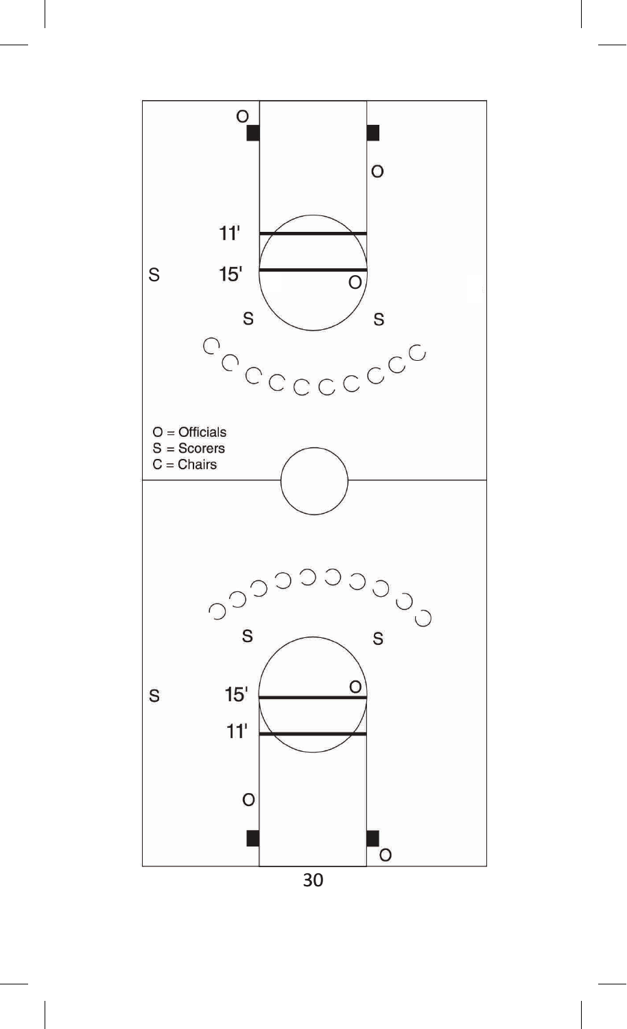O = Officials
S = Scorers
C = Chairs

11'

15'

15'

11'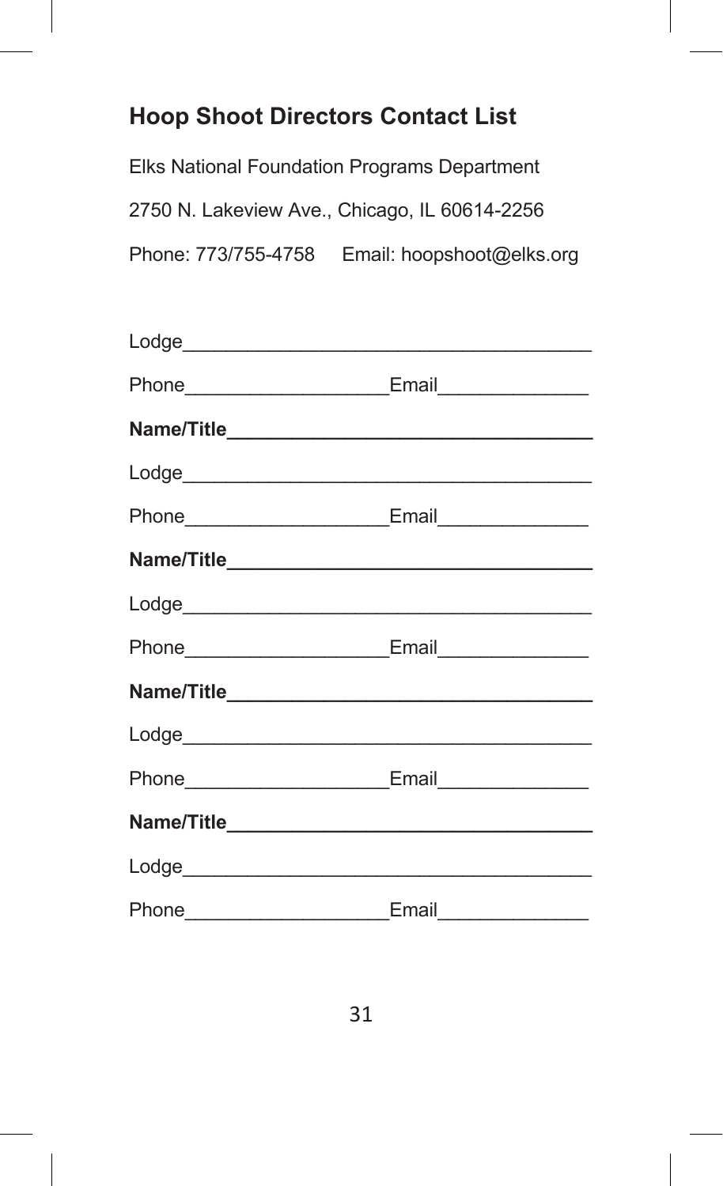## Hoop Shoot Directors Contact List

Elks National Foundation Programs Department

2750 N. Lakeview Ave., Chicago, IL 60614-2256

Phone: 773/755-4758     Email: hoopshoot@elks.org

Lodge______________________________________

Phone___________________Email______________

**Name/Title_________________________________**

Lodge______________________________________

Phone___________________Email______________

**Name/Title_________________________________**

Lodge______________________________________

Phone___________________Email______________

**Name/Title_________________________________**

Lodge______________________________________

Phone___________________Email______________

**Name/Title_________________________________**

Lodge______________________________________

Phone___________________Email______________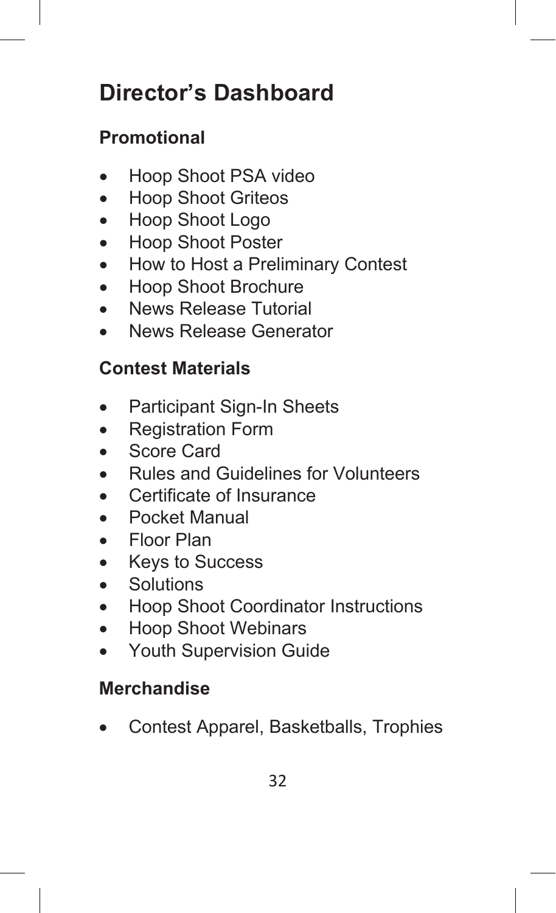# Director's Dashboard

## Promotional

- Hoop Shoot PSA video
- Hoop Shoot Griteos
- Hoop Shoot Logo
- Hoop Shoot Poster
- How to Host a Preliminary Contest
- Hoop Shoot Brochure
- News Release Tutorial
- News Release Generator

## Contest Materials

- Participant Sign-In Sheets
- Registration Form
- Score Card
- Rules and Guidelines for Volunteers
- Certificate of Insurance
- Pocket Manual
- Floor Plan
- Keys to Success
- Solutions
- Hoop Shoot Coordinator Instructions
- Hoop Shoot Webinars
- Youth Supervision Guide

## Merchandise

- Contest Apparel, Basketballs, Trophies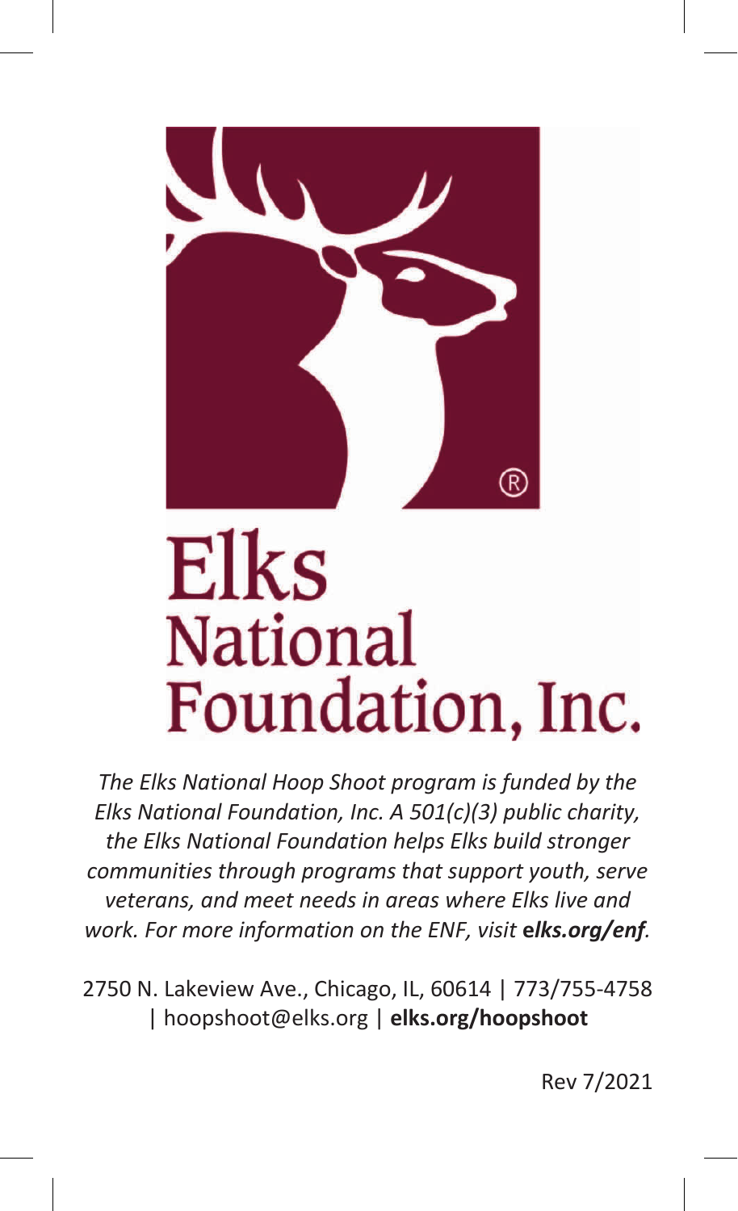Elks National Foundation, Inc.

*The Elks National Hoop Shoot program is funded by the Elks National Foundation, Inc. A 501(c)(3) public charity, the Elks National Foundation helps Elks build stronger communities through programs that support youth, serve veterans, and meet needs in areas where Elks live and work. For more information on the ENF, visit* ***elks.org/enf****.*

2750 N. Lakeview Ave., Chicago, IL, 60614 | 773/755-4758 | hoopshoot@elks.org | **elks.org/hoopshoot**

Rev 7/2021